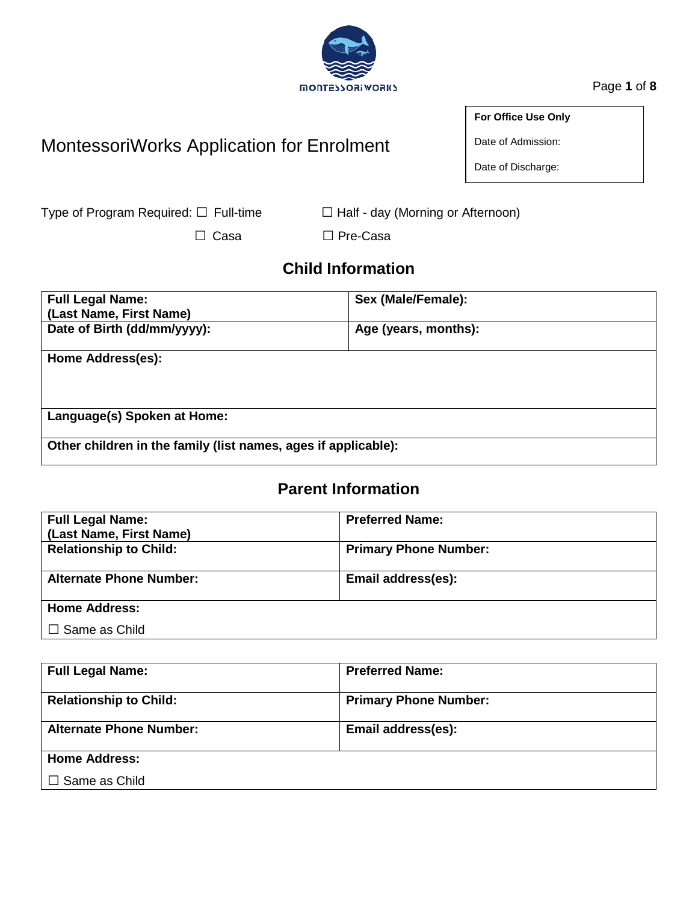MONTESSORIWORKS

| For Office Use Only |
| --- |
| Date of Admission: |
| Date of Discharge: |

# MontessoriWorks Application for Enrolment

Type of Program Required: ☐ Full-time ☐ Half - day (Morning or Afternoon)

☐ Casa ☐ Pre-Casa

## Child Information

| **Full Legal Name:** **(Last Name, First Name)** | **Sex (Male/Female):** |
| --- | --- |
| **Date of Birth (dd/mm/yyyy):** | **Age (years, months):** |
| **Home Address(es):** | |
| **Language(s) Spoken at Home:** | |
| **Other children in the family (list names, ages if applicable):** | |

## Parent Information

| **Full Legal Name:** **(Last Name, First Name)** | **Preferred Name:** |
| --- | --- |
| **Relationship to Child:** | **Primary Phone Number:** |
| **Alternate Phone Number:** | **Email address(es):** |
| **Home Address:** ☐ Same as Child | |

| **Full Legal Name:** | **Preferred Name:** |
| --- | --- |
| **Relationship to Child:** | **Primary Phone Number:** |
| **Alternate Phone Number:** | **Email address(es):** |
| **Home Address:** ☐ Same as Child | |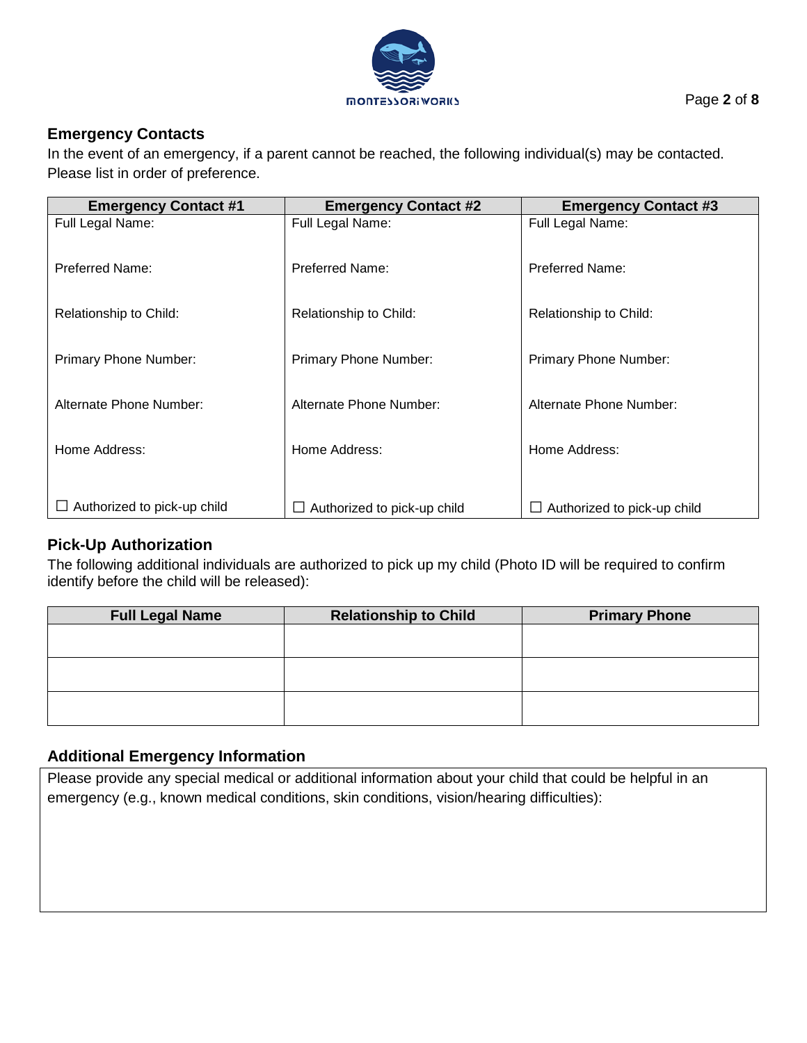## Emergency Contacts

In the event of an emergency, if a parent cannot be reached, the following individual(s) may be contacted. Please list in order of preference.

| Emergency Contact #1 | Emergency Contact #2 | Emergency Contact #3 |
|---|---|---|
| Full Legal Name: | Full Legal Name: | Full Legal Name: |
| Preferred Name: | Preferred Name: | Preferred Name: |
| Relationship to Child: | Relationship to Child: | Relationship to Child: |
| Primary Phone Number: | Primary Phone Number: | Primary Phone Number: |
| Alternate Phone Number: | Alternate Phone Number: | Alternate Phone Number: |
| Home Address: | Home Address: | Home Address: |
| ☐ Authorized to pick-up child | ☐ Authorized to pick-up child | ☐ Authorized to pick-up child |

## Pick-Up Authorization

The following additional individuals are authorized to pick up my child (Photo ID will be required to confirm identify before the child will be released):

| Full Legal Name | Relationship to Child | Primary Phone |
|---|---|---|
| | | |
| | | |
| | | |

## Additional Emergency Information

Please provide any special medical or additional information about your child that could be helpful in an emergency (e.g., known medical conditions, skin conditions, vision/hearing difficulties):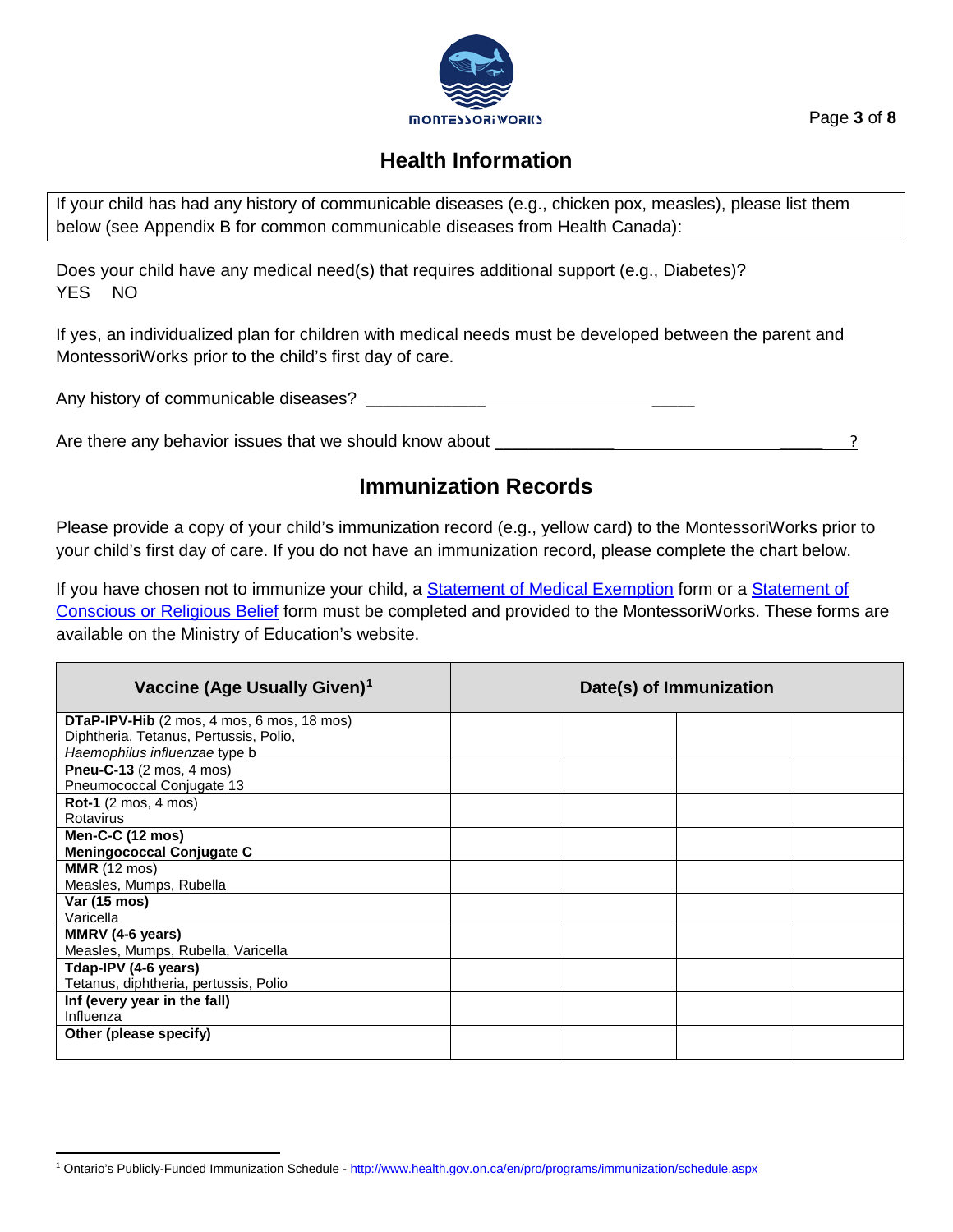## Health Information

If your child has had any history of communicable diseases (e.g., chicken pox, measles), please list them below (see Appendix B for common communicable diseases from Health Canada):

Does your child have any medical need(s) that requires additional support (e.g., Diabetes)?
YES NO

If yes, an individualized plan for children with medical needs must be developed between the parent and MontessoriWorks prior to the child's first day of care.

Any history of communicable diseases? ________________________________

Are there any behavior issues that we should know about ________________________________?

## Immunization Records

Please provide a copy of your child's immunization record (e.g., yellow card) to the MontessoriWorks prior to your child's first day of care. If you do not have an immunization record, please complete the chart below.

If you have chosen not to immunize your child, a Statement of Medical Exemption form or a Statement of Conscious or Religious Belief form must be completed and provided to the MontessoriWorks. These forms are available on the Ministry of Education's website.

| Vaccine (Age Usually Given)[1] | Date(s) of Immunization | | | |
|---|---|---|---|---|
| **DTaP-IPV-Hib** (2 mos, 4 mos, 6 mos, 18 mos)<br>Diphtheria, Tetanus, Pertussis, Polio, *Haemophilus influenzae* type b | | | | |
| **Pneu-C-13** (2 mos, 4 mos)<br>Pneumococcal Conjugate 13 | | | | |
| **Rot-1** (2 mos, 4 mos)<br>Rotavirus | | | | |
| **Men-C-C (12 mos)**<br>**Meningococcal Conjugate C** | | | | |
| **MMR** (12 mos)<br>Measles, Mumps, Rubella | | | | |
| **Var (15 mos)**<br>Varicella | | | | |
| **MMRV (4-6 years)**<br>Measles, Mumps, Rubella, Varicella | | | | |
| **Tdap-IPV (4-6 years)**<br>Tetanus, diphtheria, pertussis, Polio | | | | |
| **Inf (every year in the fall)**<br>Influenza | | | | |
| **Other (please specify)** | | | | |

[1] Ontario's Publicly-Funded Immunization Schedule - http://www.health.gov.on.ca/en/pro/programs/immunization/schedule.aspx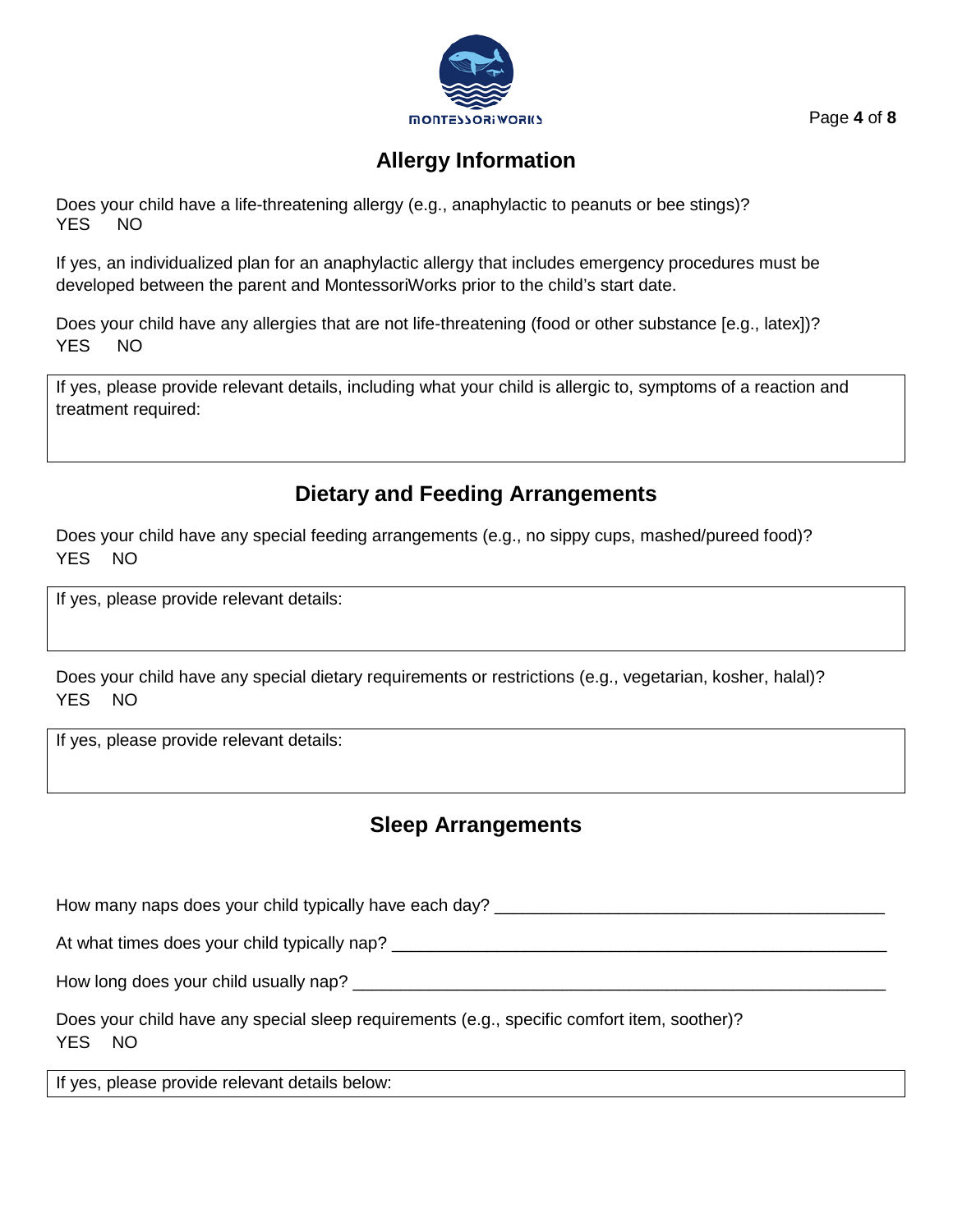## Allergy Information

Does your child have a life-threatening allergy (e.g., anaphylactic to peanuts or bee stings)?
YES NO

If yes, an individualized plan for an anaphylactic allergy that includes emergency procedures must be developed between the parent and MontessoriWorks prior to the child's start date.

Does your child have any allergies that are not life-threatening (food or other substance [e.g., latex])?
YES NO

| If yes, please provide relevant details, including what your child is allergic to, symptoms of a reaction and treatment required: |
| --- |
| |

## Dietary and Feeding Arrangements

Does your child have any special feeding arrangements (e.g., no sippy cups, mashed/pureed food)?
YES NO

| If yes, please provide relevant details: |
| --- |
| |

Does your child have any special dietary requirements or restrictions (e.g., vegetarian, kosher, halal)?
YES NO

| If yes, please provide relevant details: |
| --- |
| |

## Sleep Arrangements

How many naps does your child typically have each day? ________________________________________

At what times does your child typically nap? ____________________________________________________

How long does your child usually nap? _________________________________________________________

Does your child have any special sleep requirements (e.g., specific comfort item, soother)?
YES NO

| If yes, please provide relevant details below: |
| --- |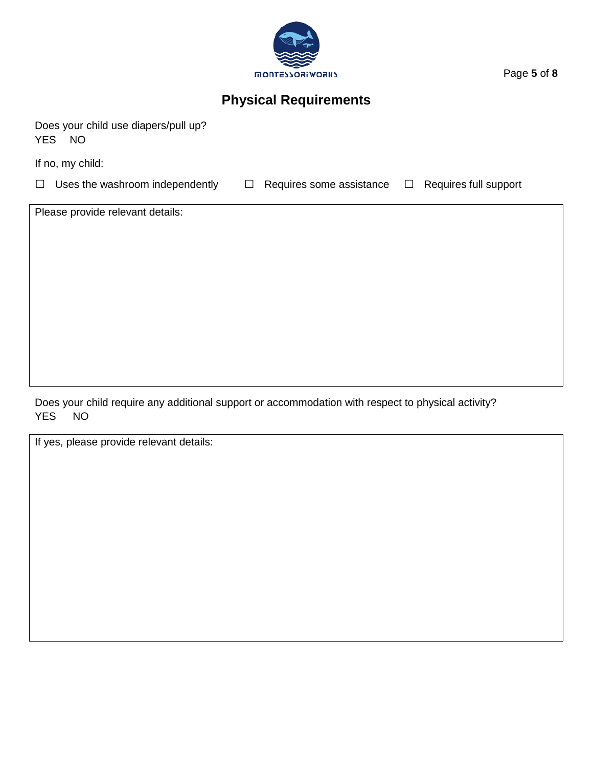# Physical Requirements

Does your child use diapers/pull up?
YES NO

If no, my child:

☐ Uses the washroom independently ☐ Requires some assistance ☐ Requires full support

Please provide relevant details:

Does your child require any additional support or accommodation with respect to physical activity?
YES NO

If yes, please provide relevant details: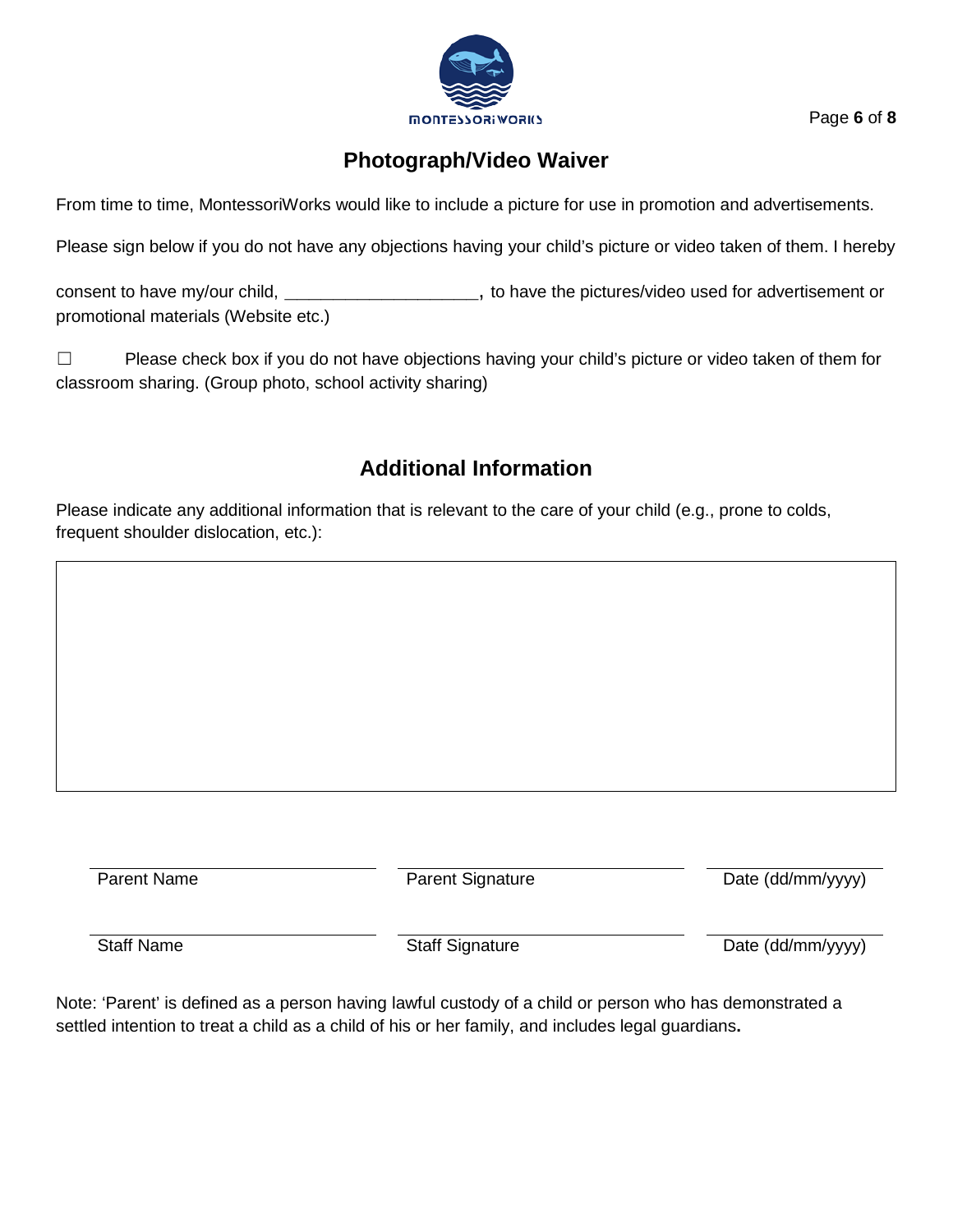## Photograph/Video Waiver

From time to time, MontessoriWorks would like to include a picture for use in promotion and advertisements.

Please sign below if you do not have any objections having your child's picture or video taken of them. I hereby consent to have my/our child, ____________________, to have the pictures/video used for advertisement or promotional materials (Website etc.)

☐ Please check box if you do not have objections having your child's picture or video taken of them for classroom sharing. (Group photo, school activity sharing)

## Additional Information

Please indicate any additional information that is relevant to the care of your child (e.g., prone to colds, frequent shoulder dislocation, etc.):

| |
|---|
| |

| Parent Name | Parent Signature | Date (dd/mm/yyyy) |
|---|---|---|
| Staff Name | Staff Signature | Date (dd/mm/yyyy) |

Note: 'Parent' is defined as a person having lawful custody of a child or person who has demonstrated a settled intention to treat a child as a child of his or her family, and includes legal guardians.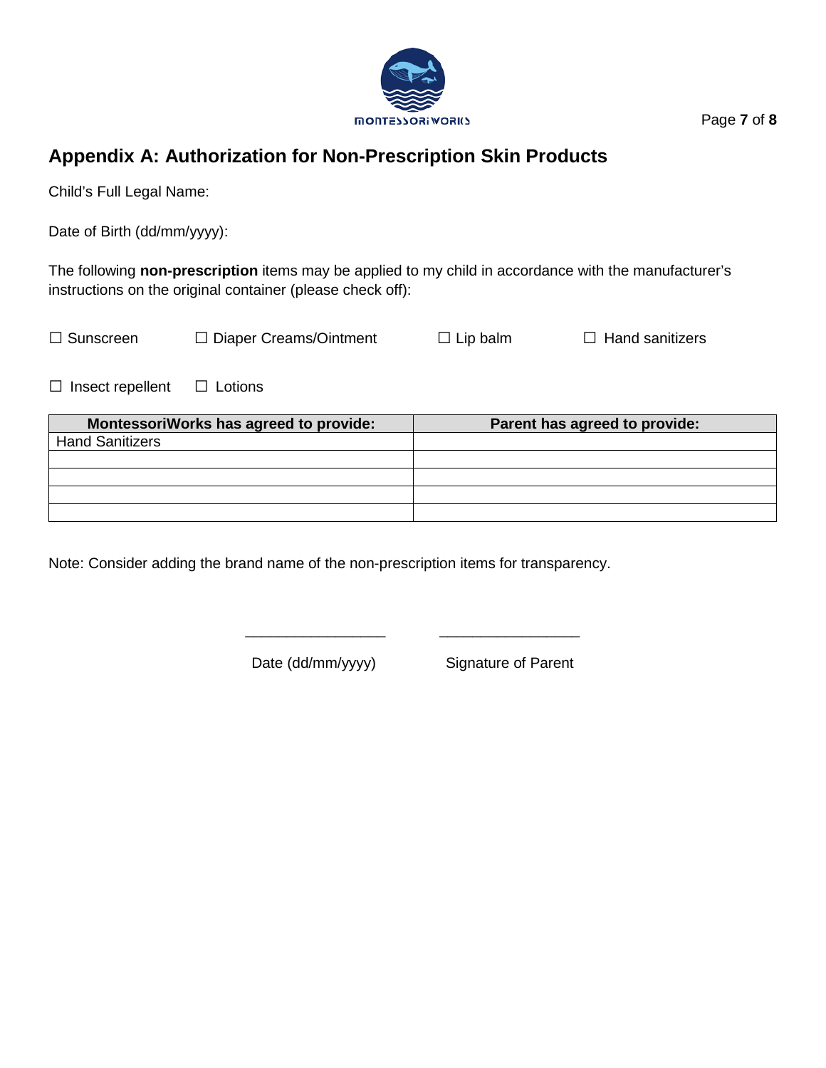## Appendix A: Authorization for Non-Prescription Skin Products

Child's Full Legal Name:

Date of Birth (dd/mm/yyyy):

The following **non-prescription** items may be applied to my child in accordance with the manufacturer's instructions on the original container (please check off):

☐ Sunscreen ☐ Diaper Creams/Ointment ☐ Lip balm ☐ Hand sanitizers

☐ Insect repellent ☐ Lotions

| MontessoriWorks has agreed to provide: | Parent has agreed to provide: |
|---|---|
| Hand Sanitizers | |
| | |
| | |
| | |
| | |

Note: Consider adding the brand name of the non-prescription items for transparency.

\_\_\_\_\_\_\_\_\_\_\_\_\_\_\_\_\_ \_\_\_\_\_\_\_\_\_\_\_\_\_\_\_\_\_

Date (dd/mm/yyyy) Signature of Parent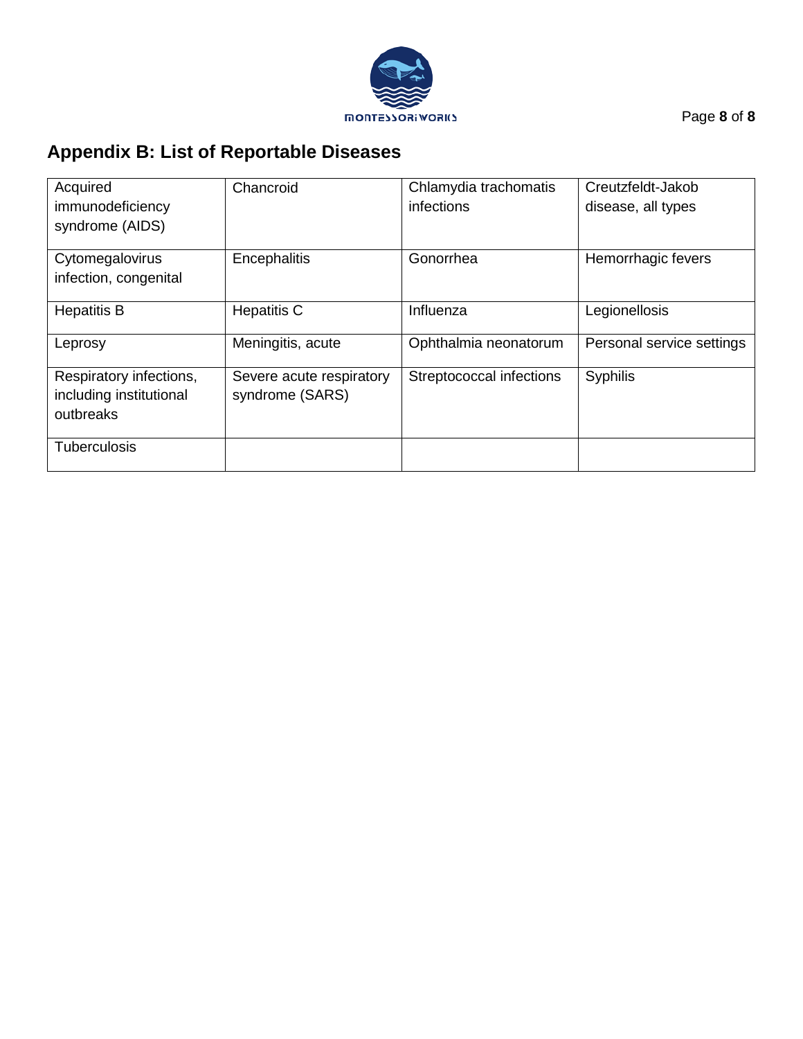## Appendix B: List of Reportable Diseases

| | | | |
|---|---|---|---|
| Acquired immunodeficiency syndrome (AIDS) | Chancroid | Chlamydia trachomatis infections | Creutzfeldt-Jakob disease, all types |
| Cytomegalovirus infection, congenital | Encephalitis | Gonorrhea | Hemorrhagic fevers |
| Hepatitis B | Hepatitis C | Influenza | Legionellosis |
| Leprosy | Meningitis, acute | Ophthalmia neonatorum | Personal service settings |
| Respiratory infections, including institutional outbreaks | Severe acute respiratory syndrome (SARS) | Streptococcal infections | Syphilis |
| Tuberculosis | | | |